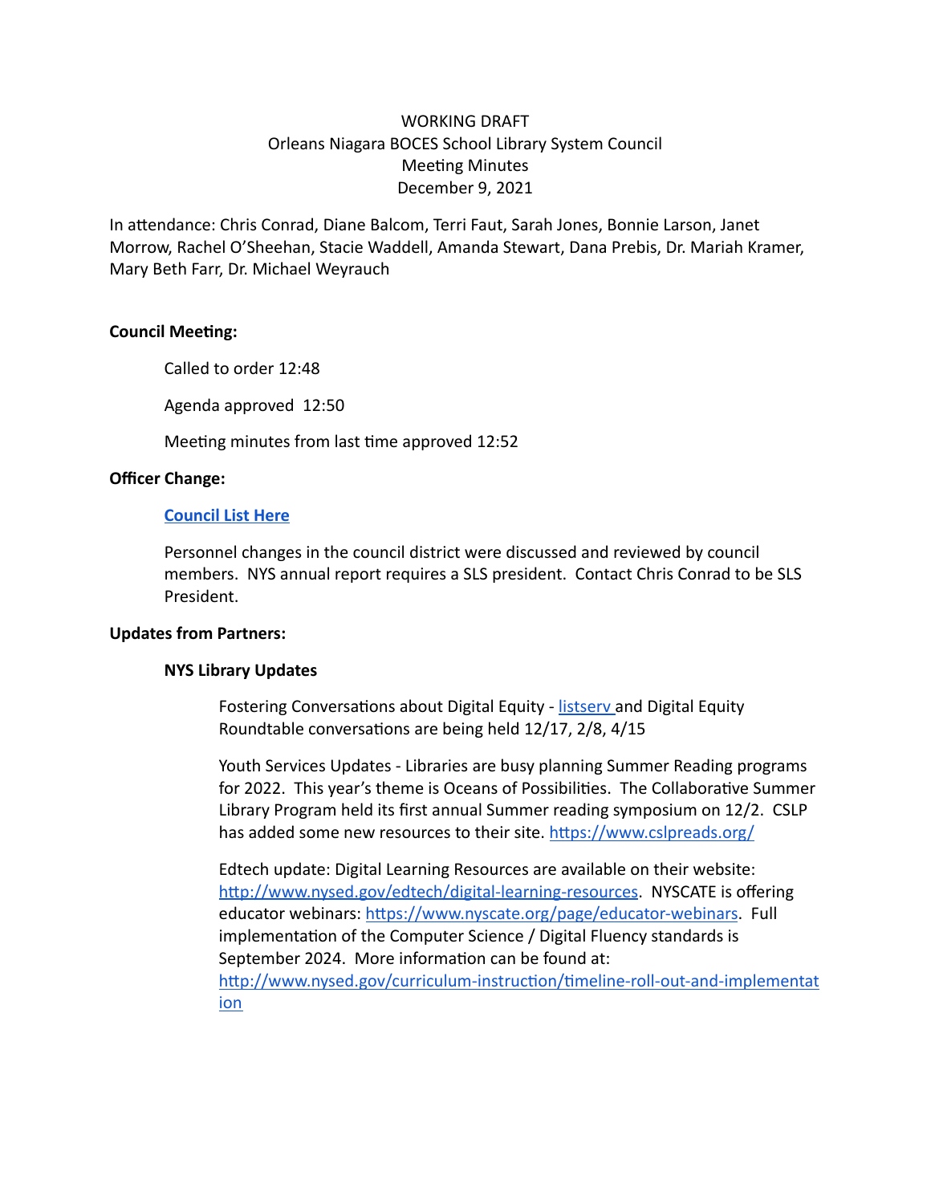WORKING DRAFT
Orleans Niagara BOCES School Library System Council
Meeting Minutes
December 9, 2021

In attendance: Chris Conrad, Diane Balcom, Terri Faut, Sarah Jones, Bonnie Larson, Janet Morrow, Rachel O'Sheehan, Stacie Waddell, Amanda Stewart, Dana Prebis, Dr. Mariah Kramer, Mary Beth Farr, Dr. Michael Weyrauch

**Council Meeting:**

Called to order 12:48

Agenda approved 12:50

Meeting minutes from last time approved 12:52

**Officer Change:**

**Council List Here**

Personnel changes in the council district were discussed and reviewed by council members. NYS annual report requires a SLS president. Contact Chris Conrad to be SLS President.

**Updates from Partners:**

**NYS Library Updates**

Fostering Conversations about Digital Equity - listserv and Digital Equity Roundtable conversations are being held 12/17, 2/8, 4/15

Youth Services Updates - Libraries are busy planning Summer Reading programs for 2022. This year's theme is Oceans of Possibilities. The Collaborative Summer Library Program held its first annual Summer reading symposium on 12/2. CSLP has added some new resources to their site. https://www.cslpreads.org/

Edtech update: Digital Learning Resources are available on their website: http://www.nysed.gov/edtech/digital-learning-resources. NYSCATE is offering educator webinars: https://www.nyscate.org/page/educator-webinars. Full implementation of the Computer Science / Digital Fluency standards is September 2024. More information can be found at: http://www.nysed.gov/curriculum-instruction/timeline-roll-out-and-implementation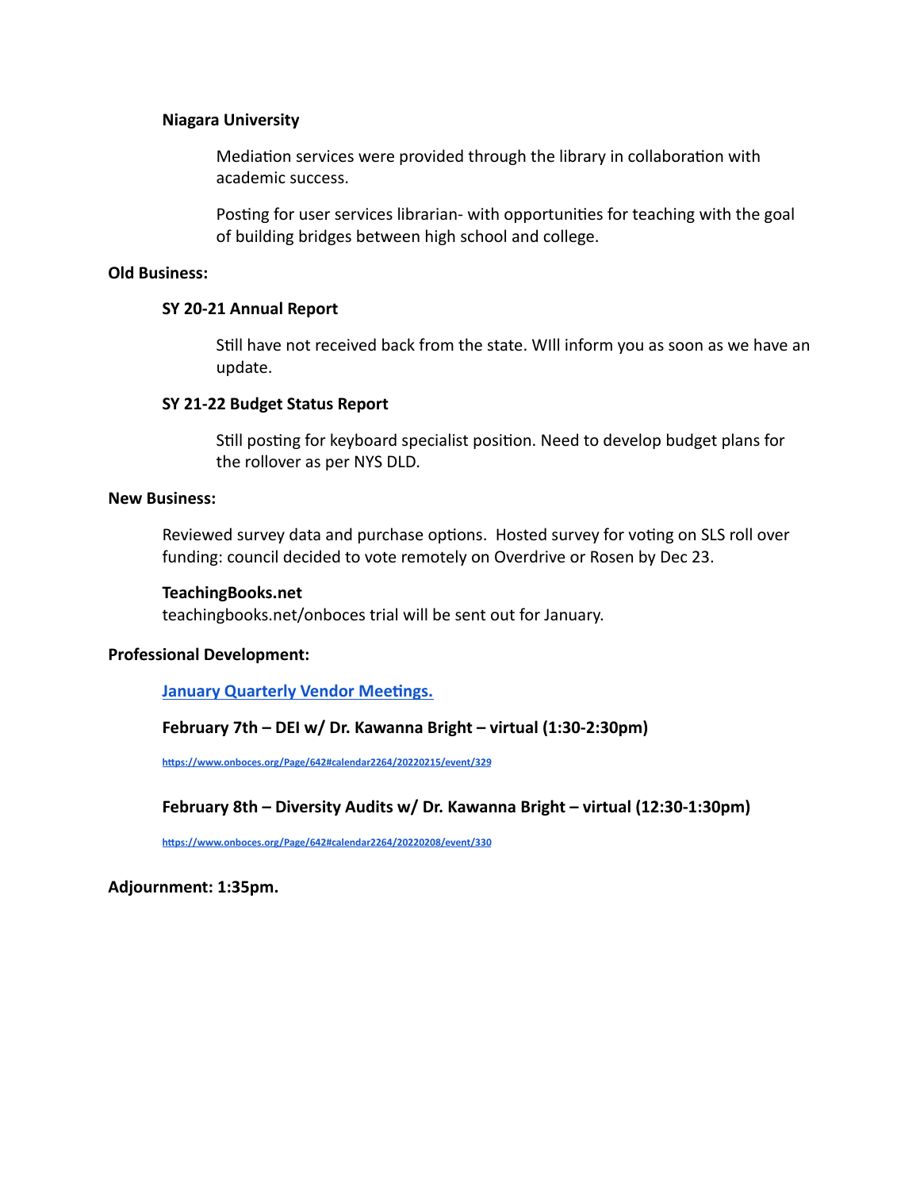**Niagara University**

Mediation services were provided through the library in collaboration with academic success.

Posting for user services librarian- with opportunities for teaching with the goal of building bridges between high school and college.

**Old Business:**

**SY 20-21 Annual Report**

Still have not received back from the state. WIll inform you as soon as we have an update.

**SY 21-22 Budget Status Report**

Still posting for keyboard specialist position. Need to develop budget plans for the rollover as per NYS DLD.

**New Business:**

Reviewed survey data and purchase options. Hosted survey for voting on SLS roll over funding: council decided to vote remotely on Overdrive or Rosen by Dec 23.

**TeachingBooks.net**
teachingbooks.net/onboces trial will be sent out for January.

**Professional Development:**

**January Quarterly Vendor Meetings.**

**February 7th – DEI w/ Dr. Kawanna Bright – virtual (1:30-2:30pm)**

https://www.onboces.org/Page/642#calendar2264/20220215/event/329

**February 8th – Diversity Audits w/ Dr. Kawanna Bright – virtual (12:30-1:30pm)**

https://www.onboces.org/Page/642#calendar2264/20220208/event/330

**Adjournment: 1:35pm.**